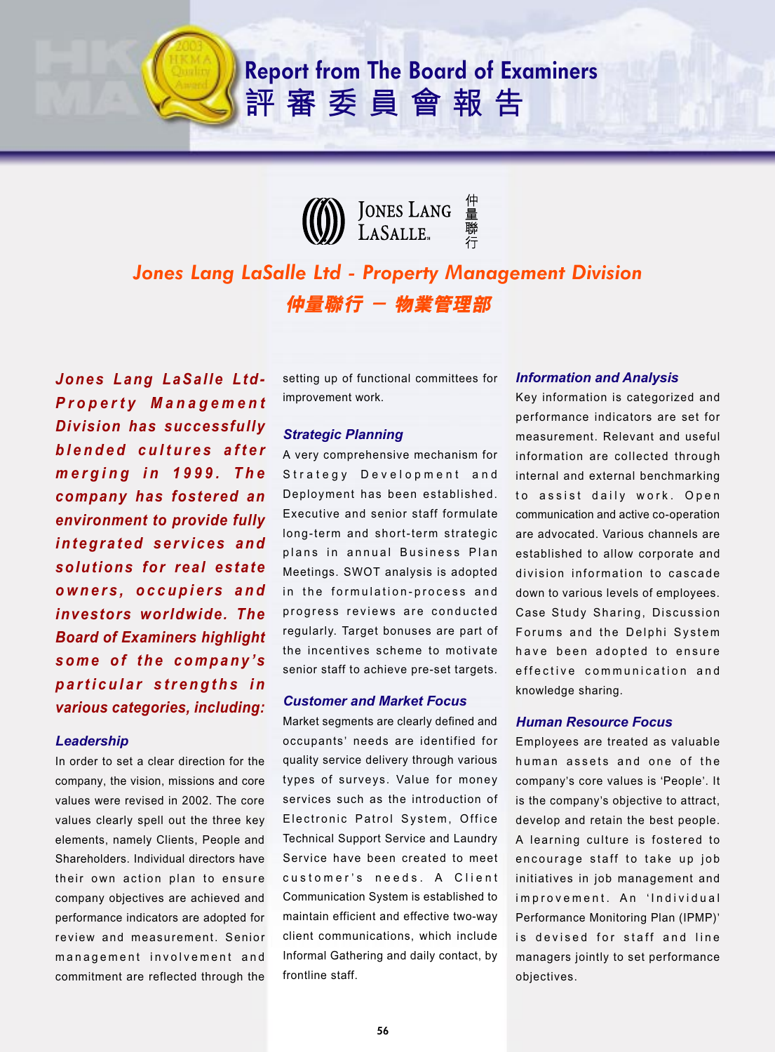# Report from The Board of Examiners
# 評審委員會報告

## Jones Lang LaSalle Ltd - Property Management Division
## 仲量聯行 – 物業管理部

***Jones Lang LaSalle Ltd-Property Management Division has successfully blended cultures after merging in 1999. The company has fostered an environment to provide fully integrated services and solutions for real estate owners, occupiers and investors worldwide. The Board of Examiners highlight some of the company's particular strengths in various categories, including:***

### Leadership

In order to set a clear direction for the company, the vision, missions and core values were revised in 2002. The core values clearly spell out the three key elements, namely Clients, People and Shareholders. Individual directors have their own action plan to ensure company objectives are achieved and performance indicators are adopted for review and measurement. Senior management involvement and commitment are reflected through the setting up of functional committees for improvement work.

### Strategic Planning

A very comprehensive mechanism for Strategy Development and Deployment has been established. Executive and senior staff formulate long-term and short-term strategic plans in annual Business Plan Meetings. SWOT analysis is adopted in the formulation-process and progress reviews are conducted regularly. Target bonuses are part of the incentives scheme to motivate senior staff to achieve pre-set targets.

### Customer and Market Focus

Market segments are clearly defined and occupants' needs are identified for quality service delivery through various types of surveys. Value for money services such as the introduction of Electronic Patrol System, Office Technical Support Service and Laundry Service have been created to meet customer's needs. A Client Communication System is established to maintain efficient and effective two-way client communications, which include Informal Gathering and daily contact, by frontline staff.

### Information and Analysis

Key information is categorized and performance indicators are set for measurement. Relevant and useful information are collected through internal and external benchmarking to assist daily work. Open communication and active co-operation are advocated. Various channels are established to allow corporate and division information to cascade down to various levels of employees. Case Study Sharing, Discussion Forums and the Delphi System have been adopted to ensure effective communication and knowledge sharing.

### Human Resource Focus

Employees are treated as valuable human assets and one of the company's core values is 'People'. It is the company's objective to attract, develop and retain the best people. A learning culture is fostered to encourage staff to take up job initiatives in job management and improvement. An 'Individual Performance Monitoring Plan (IPMP)' is devised for staff and line managers jointly to set performance objectives.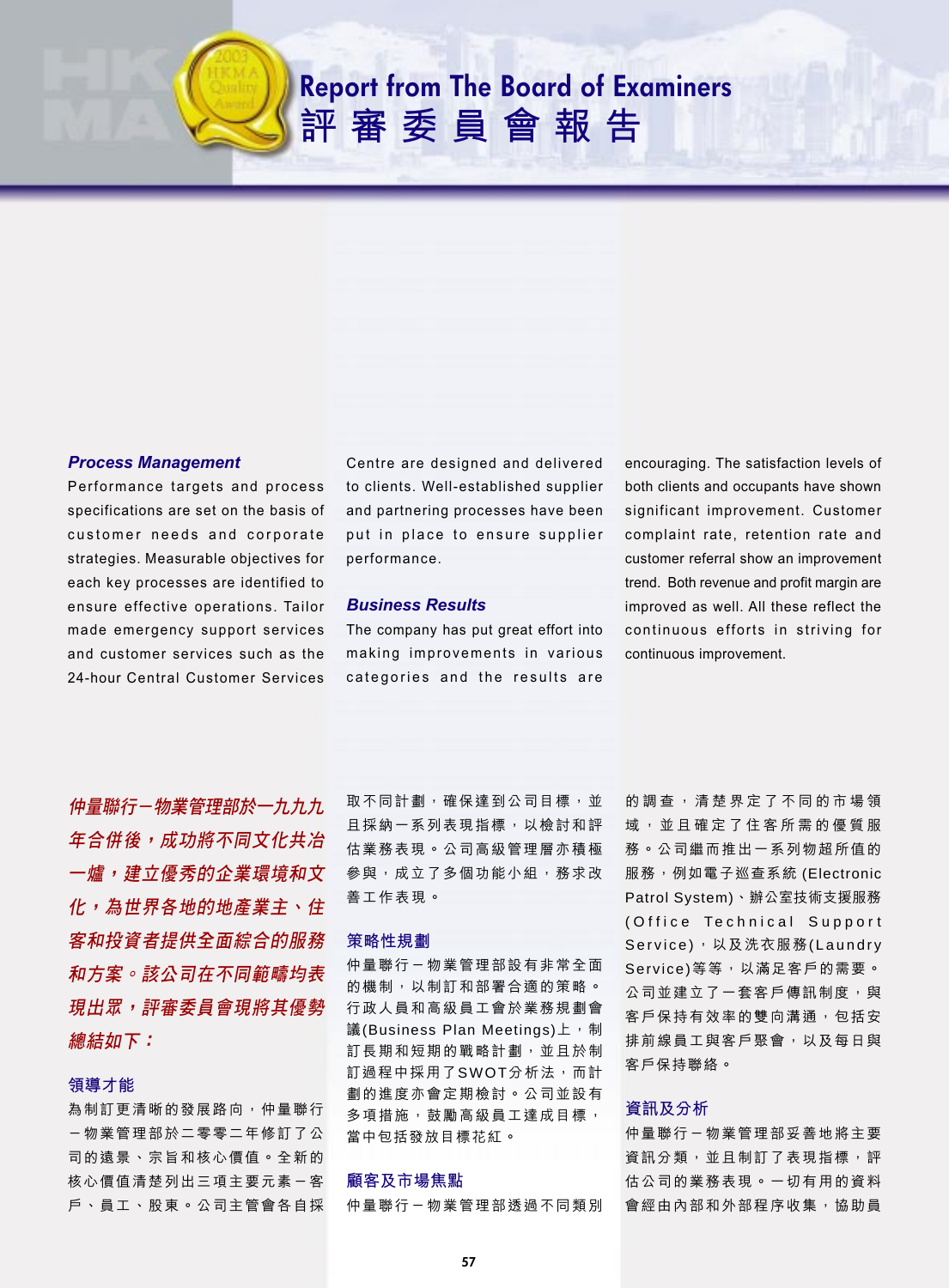# Report from The Board of Examiners
# 評審委員會報告

### *Process Management*

Performance targets and process specifications are set on the basis of customer needs and corporate strategies. Measurable objectives for each key processes are identified to ensure effective operations. Tailor made emergency support services and customer services such as the 24-hour Central Customer Services Centre are designed and delivered to clients. Well-established supplier and partnering processes have been put in place to ensure supplier performance.

### *Business Results*

The company has put great effort into making improvements in various categories and the results are encouraging. The satisfaction levels of both clients and occupants have shown significant improvement. Customer complaint rate, retention rate and customer referral show an improvement trend. Both revenue and profit margin are improved as well. All these reflect the continuous efforts in striving for continuous improvement.

***仲量聯行－物業管理部於一九九九年合併後，成功將不同文化共冶一爐，建立優秀的企業環境和文化，為世界各地的地產業主、住客和投資者提供全面綜合的服務和方案。該公司在不同範疇均表現出眾，評審委員會現將其優勢總結如下：***

### 領導才能

為制訂更清晰的發展路向，仲量聯行－物業管理部於二零零二年修訂了公司的遠景、宗旨和核心價值。全新的核心價值清楚列出三項主要元素－客戶、員工、股東。公司主管會各自採取不同計劃，確保達到公司目標，並且採納一系列表現指標，以檢討和評估業務表現。公司高級管理層亦積極參與，成立了多個功能小組，務求改善工作表現。

### 策略性規劃

仲量聯行－物業管理部設有非常全面的機制，以制訂和部署合適的策略。行政人員和高級員工會於業務規劃會議(Business Plan Meetings)上，制訂長期和短期的戰略計劃，並且於制訂過程中採用了SWOT分析法，而計劃的進度亦會定期檢討。公司並設有多項措施，鼓勵高級員工達成目標，當中包括發放目標花紅。

### 顧客及市場焦點

仲量聯行－物業管理部透過不同類別的調查，清楚界定了不同的市場領域，並且確定了住客所需的優質服務。公司繼而推出一系列物超所值的服務，例如電子巡查系統(Electronic Patrol System)、辦公室技術支援服務(Office Technical Support Service)，以及洗衣服務(Laundry Service)等等，以滿足客戶的需要。公司並建立了一套客戶傳訊制度，與客戶保持有效率的雙向溝通，包括安排前線員工與客戶聚會，以及每日與客戶保持聯絡。

### 資訊及分析

仲量聯行－物業管理部妥善地將主要資訊分類，並且制訂了表現指標，評估公司的業務表現。一切有用的資料會經由內部和外部程序收集，協助員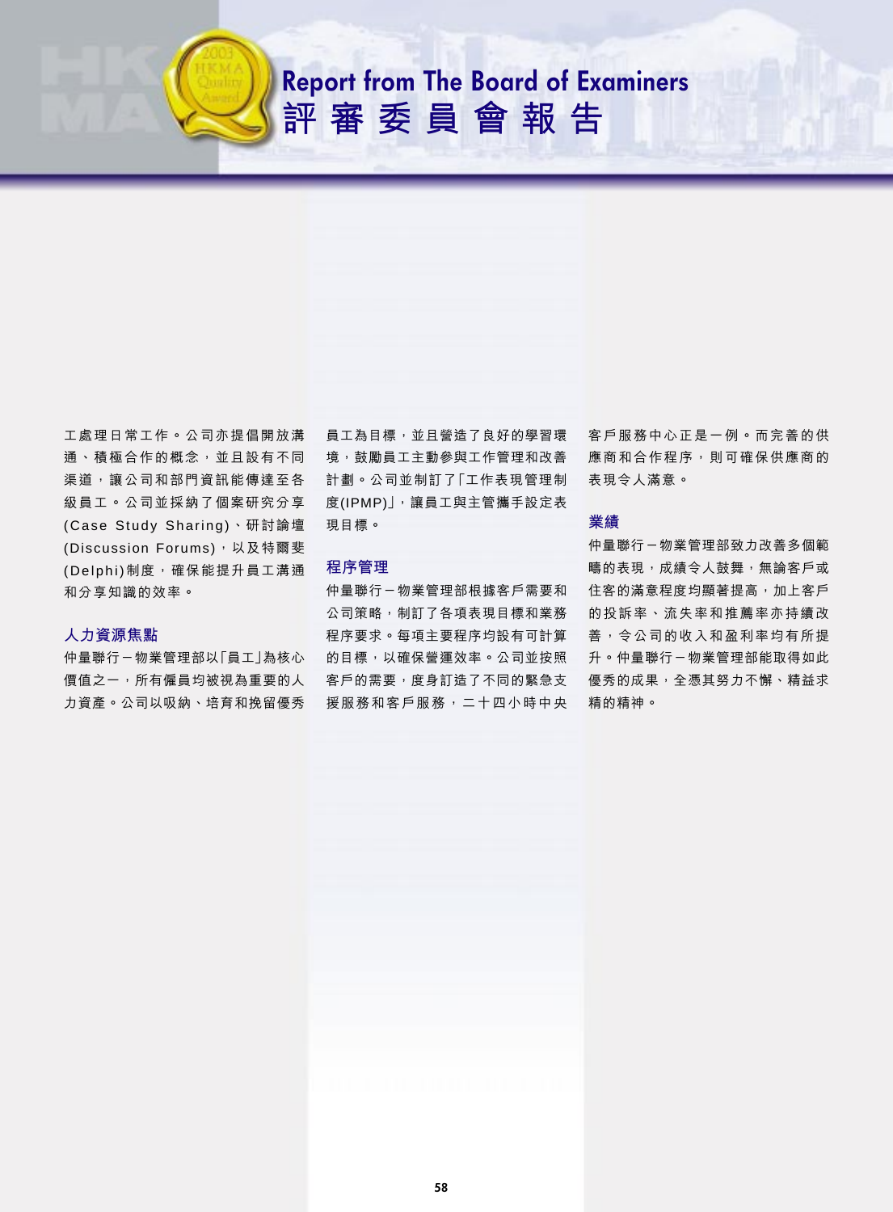工處理日常工作。公司亦提倡開放溝通、積極合作的概念，並且設有不同渠道，讓公司和部門資訊能傳達至各級員工。公司並採納了個案研究分享(Case Study Sharing)、研討論壇(Discussion Forums)，以及特爾斐(Delphi)制度，確保能提升員工溝通和分享知識的效率。

### 人力資源焦點

仲量聯行－物業管理部以「員工」為核心價值之一，所有僱員均被視為重要的人力資產。公司以吸納、培育和挽留優秀員工為目標，並且營造了良好的學習環境，鼓勵員工主動參與工作管理和改善計劃。公司並制訂了「工作表現管理制度(IPMP)」，讓員工與主管攜手設定表現目標。

### 程序管理

仲量聯行－物業管理部根據客戶需要和公司策略，制訂了各項表現目標和業務程序要求。每項主要程序均設有可計算的目標，以確保營運效率。公司並按照客戶的需要，度身訂造了不同的緊急支援服務和客戶服務，二十四小時中央客戶服務中心正是一例。而完善的供應商和合作程序，則可確保供應商的表現令人滿意。

### 業績

仲量聯行－物業管理部致力改善多個範疇的表現，成績令人鼓舞，無論客戶或住客的滿意程度均顯著提高，加上客戶的投訴率、流失率和推薦率亦持續改善，令公司的收入和盈利率均有所提升。仲量聯行－物業管理部能取得如此優秀的成果，全憑其努力不懈、精益求精的精神。